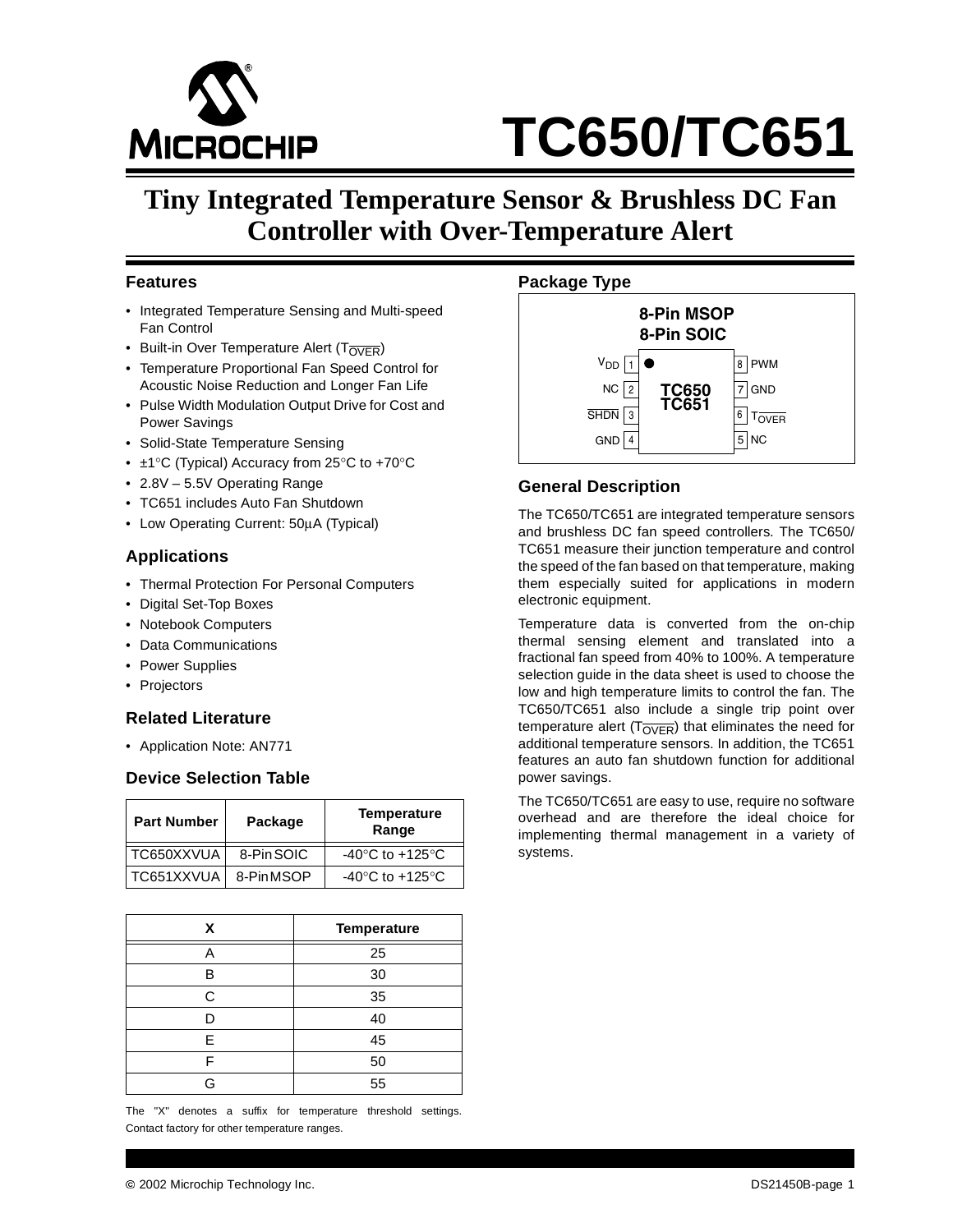# TC650/TC651

## Tiny Integrated Temperature Sensor & Brushless DC Fan Controller with Over-Temperature Alert

### Features

- Integrated Temperature Sensing and Multi-speed Fan Control
- Built-in Over Temperature Alert ($T_{\overline{OVER}}$)
- Temperature Proportional Fan Speed Control for Acoustic Noise Reduction and Longer Fan Life
- Pulse Width Modulation Output Drive for Cost and Power Savings
- Solid-State Temperature Sensing
- ±1°C (Typical) Accuracy from 25°C to +70°C
- 2.8V – 5.5V Operating Range
- TC651 includes Auto Fan Shutdown
- Low Operating Current: 50µA (Typical)

### Applications

- Thermal Protection For Personal Computers
- Digital Set-Top Boxes
- Notebook Computers
- Data Communications
- Power Supplies
- Projectors

### Related Literature

- Application Note: AN771

### Device Selection Table

| Part Number | Package | Temperature Range |
|---|---|---|
| TC650XXVUA | 8-Pin SOIC | -40°C to +125°C |
| TC651XXVUA | 8-Pin MSOP | -40°C to +125°C |

| X | Temperature |
|---|---|
| A | 25 |
| B | 30 |
| C | 35 |
| D | 40 |
| E | 45 |
| F | 50 |
| G | 55 |

The "X" denotes a suffix for temperature threshold settings. Contact factory for other temperature ranges.

### Package Type

**8-Pin MSOP**
**8-Pin SOIC**

**TC650**
**TC651**

| Pin | Name | Pin | Name |
|---|---|---|---|
| 1 | $V_{DD}$ | 8 | PWM |
| 2 | NC | 7 | GND |
| 3 | $\overline{SHDN}$ | 6 | $T_{\overline{OVER}}$ |
| 4 | GND | 5 | NC |

### General Description

The TC650/TC651 are integrated temperature sensors and brushless DC fan speed controllers. The TC650/TC651 measure their junction temperature and control the speed of the fan based on that temperature, making them especially suited for applications in modern electronic equipment.

Temperature data is converted from the on-chip thermal sensing element and translated into a fractional fan speed from 40% to 100%. A temperature selection guide in the data sheet is used to choose the low and high temperature limits to control the fan. The TC650/TC651 also include a single trip point over temperature alert ($T_{\overline{OVER}}$) that eliminates the need for additional temperature sensors. In addition, the TC651 features an auto fan shutdown function for additional power savings.

The TC650/TC651 are easy to use, require no software overhead and are therefore the ideal choice for implementing thermal management in a variety of systems.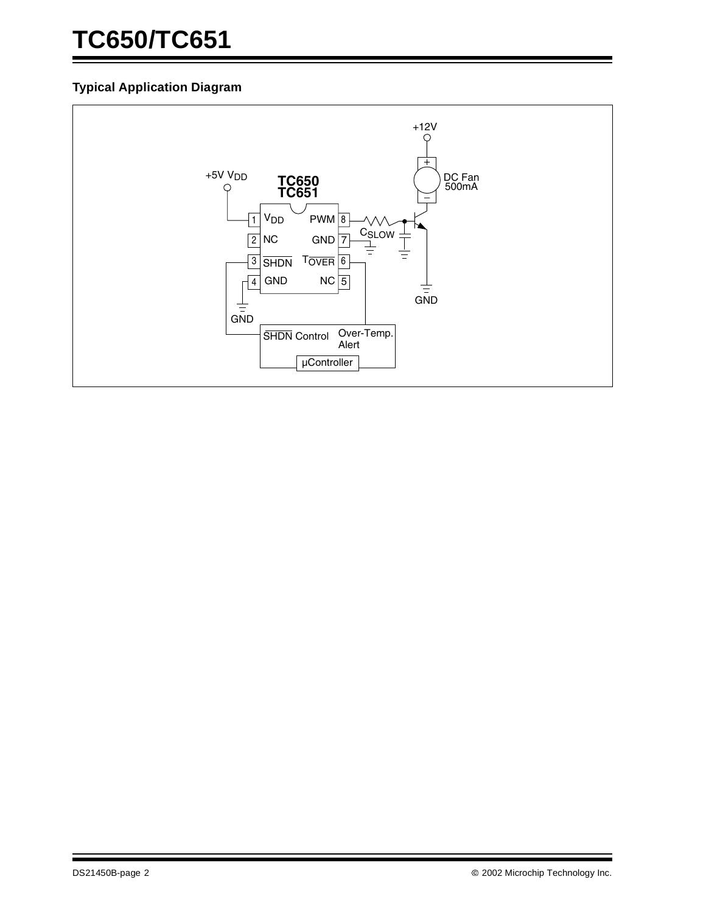## Typical Application Diagram

+12V

DC Fan 500mA

+5V $V_{DD}$

TC650
TC651

| Pin | Name | | Name | Pin |
|---|---|---|---|---|
| 1 | $V_{DD}$ | | PWM | 8 |
| 2 | NC | | GND | 7 |
| 3 | $\overline{SHDN}$ | | $T_{\overline{OVER}}$ | 6 |
| 4 | GND | | NC | 5 |

$C_{SLOW}$

GND

GND

$\overline{SHDN}$ Control

Over-Temp. Alert

µController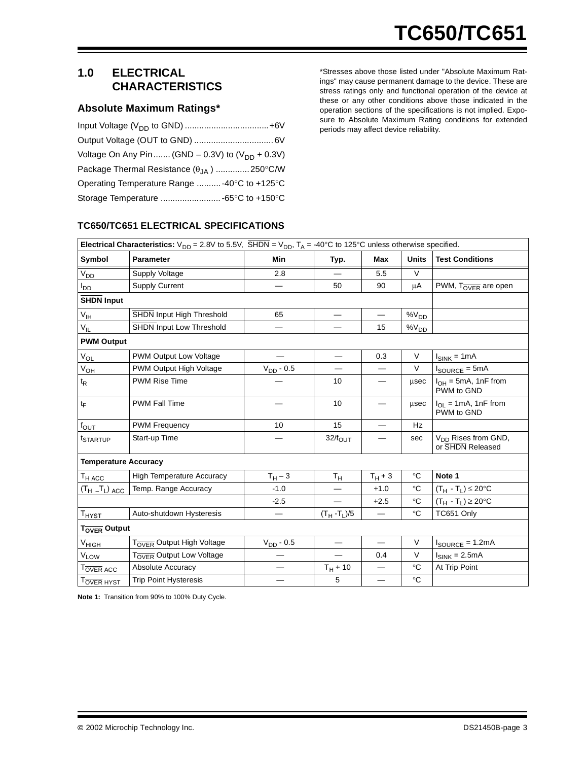## 1.0 ELECTRICAL CHARACTERISTICS

### Absolute Maximum Ratings*

Input Voltage ($V_{DD}$ to GND) .................................. +6V

Output Voltage (OUT to GND) ................................ 6V

Voltage On Any Pin....... (GND – 0.3V) to ($V_{DD}$ + 0.3V)

Package Thermal Resistance ($\theta_{JA}$) .............250°C/W

Operating Temperature Range ..........-40°C to +125°C

Storage Temperature .........................-65°C to +150°C

*Stresses above those listed under "Absolute Maximum Ratings" may cause permanent damage to the device. These are stress ratings only and functional operation of the device at these or any other conditions above those indicated in the operation sections of the specifications is not implied. Exposure to Absolute Maximum Rating conditions for extended periods may affect device reliability.

### TC650/TC651 ELECTRICAL SPECIFICATIONS

| **Electrical Characteristics:** $V_{DD}$ = 2.8V to 5.5V, $\overline{SHDN}$ = $V_{DD}$, $T_A$ = -40°C to 125°C unless otherwise specified. | | | | | | |
|---|---|---|---|---|---|---|
| **Symbol** | **Parameter** | **Min** | **Typ.** | **Max** | **Units** | **Test Conditions** |
| $V_{DD}$ | Supply Voltage | 2.8 | — | 5.5 | V | |
| $I_{DD}$ | Supply Current | — | 50 | 90 | µA | PWM, $T_{\overline{OVER}}$ are open |
| **$\overline{SHDN}$ Input** | | | | | | |
| $V_{IH}$ | $\overline{SHDN}$ Input High Threshold | 65 | — | — | $\%V_{DD}$ | |
| $V_{IL}$ | $\overline{SHDN}$ Input Low Threshold | — | — | 15 | $\%V_{DD}$ | |
| **PWM Output** | | | | | | |
| $V_{OL}$ | PWM Output Low Voltage | — | — | 0.3 | V | $I_{SINK}$ = 1mA |
| $V_{OH}$ | PWM Output High Voltage | $V_{DD}$ - 0.5 | — | — | V | $I_{SOURCE}$ = 5mA |
| $t_R$ | PWM Rise Time | — | 10 | — | µsec | $I_{OH}$ = 5mA, 1nF from PWM to GND |
| $t_F$ | PWM Fall Time | — | 10 | — | µsec | $I_{OL}$ = 1mA, 1nF from PWM to GND |
| $f_{OUT}$ | PWM Frequency | 10 | 15 | — | Hz | |
| $t_{STARTUP}$ | Start-up Time | — | $32/f_{OUT}$ | — | sec | $V_{DD}$ Rises from GND, or $\overline{SHDN}$ Released |
| **Temperature Accuracy** | | | | | | |
| $T_{H\ ACC}$ | High Temperature Accuracy | $T_H - 3$ | $T_H$ | $T_H + 3$ | °C | **Note 1** |
| $(T_H - T_L)_{ACC}$ | Temp. Range Accuracy | -1.0 | — | +1.0 | °C | $(T_H - T_L) \leq 20°C$ |
| | | -2.5 | — | +2.5 | °C | $(T_H - T_L) \geq 20°C$ |
| $T_{HYST}$ | Auto-shutdown Hysteresis | — | $(T_H - T_L)/5$ | — | °C | TC651 Only |
| **$T_{\overline{OVER}}$ Output** | | | | | | |
| $V_{HIGH}$ | $T_{\overline{OVER}}$ Output High Voltage | $V_{DD}$ - 0.5 | — | — | V | $I_{SOURCE}$ = 1.2mA |
| $V_{LOW}$ | $T_{\overline{OVER}}$ Output Low Voltage | — | — | 0.4 | V | $I_{SINK}$ = 2.5mA |
| $T_{\overline{OVER}\ ACC}$ | Absolute Accuracy | — | $T_H + 10$ | — | °C | At Trip Point |
| $T_{\overline{OVER}\ HYST}$ | Trip Point Hysteresis | — | 5 | — | °C | |

**Note 1:** Transition from 90% to 100% Duty Cycle.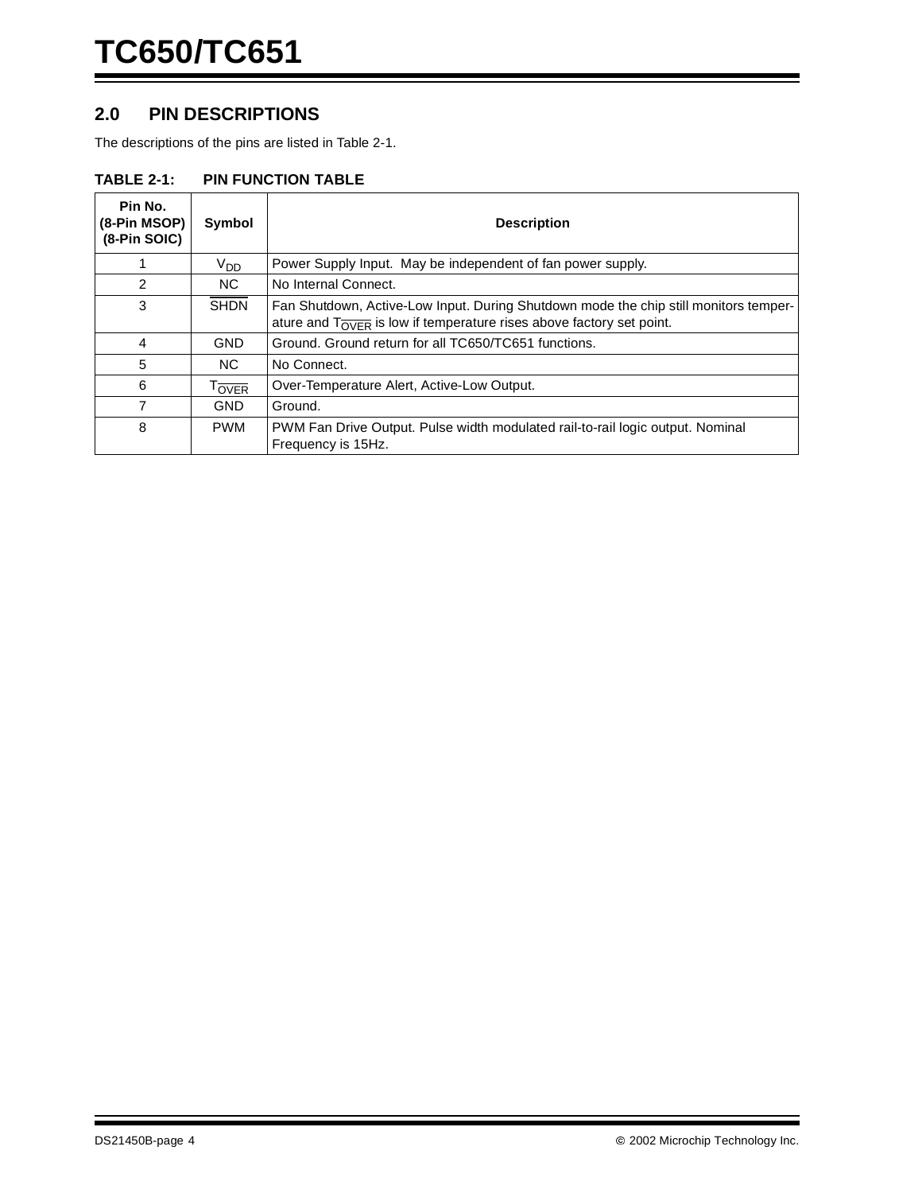## 2.0 PIN DESCRIPTIONS

The descriptions of the pins are listed in Table 2-1.

**TABLE 2-1: PIN FUNCTION TABLE**

| Pin No. (8-Pin MSOP) (8-Pin SOIC) | Symbol | Description |
|---|---|---|
| 1 | $V_{DD}$ | Power Supply Input. May be independent of fan power supply. |
| 2 | NC | No Internal Connect. |
| 3 | $\overline{SHDN}$ | Fan Shutdown, Active-Low Input. During Shutdown mode the chip still monitors temperature and $T_{\overline{OVER}}$ is low if temperature rises above factory set point. |
| 4 | GND | Ground. Ground return for all TC650/TC651 functions. |
| 5 | NC | No Connect. |
| 6 | $T_{\overline{OVER}}$ | Over-Temperature Alert, Active-Low Output. |
| 7 | GND | Ground. |
| 8 | PWM | PWM Fan Drive Output. Pulse width modulated rail-to-rail logic output. Nominal Frequency is 15Hz. |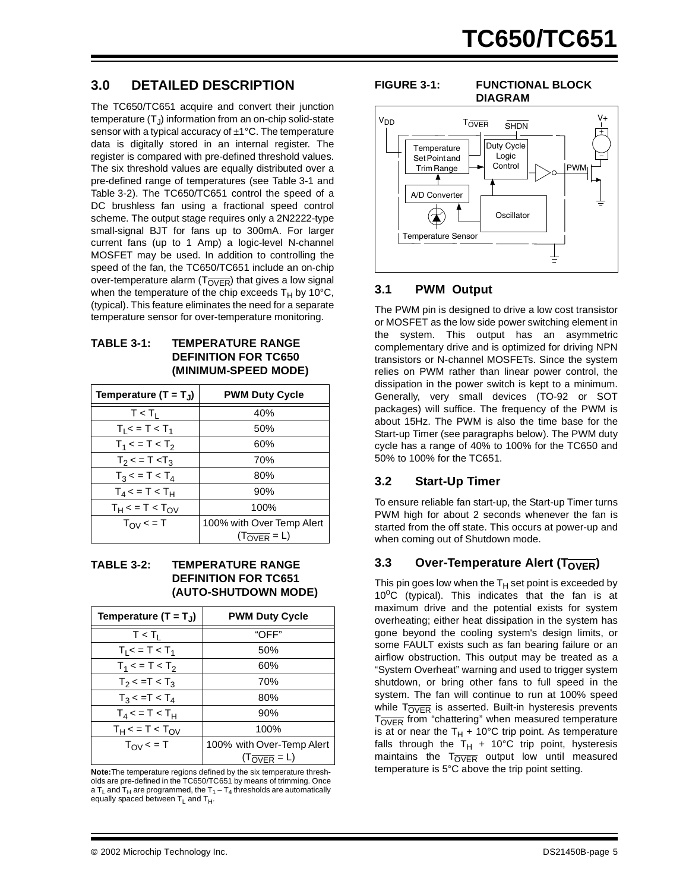## 3.0 DETAILED DESCRIPTION

The TC650/TC651 acquire and convert their junction temperature ($T_J$) information from an on-chip solid-state sensor with a typical accuracy of ±1°C. The temperature data is digitally stored in an internal register. The register is compared with pre-defined threshold values. The six threshold values are equally distributed over a pre-defined range of temperatures (see Table 3-1 and Table 3-2). The TC650/TC651 control the speed of a DC brushless fan using a fractional speed control scheme. The output stage requires only a 2N2222-type small-signal BJT for fans up to 300mA. For larger current fans (up to 1 Amp) a logic-level N-channel MOSFET may be used. In addition to controlling the speed of the fan, the TC650/TC651 include an on-chip over-temperature alarm ($T_{\overline{OVER}}$) that gives a low signal when the temperature of the chip exceeds $T_H$ by 10°C, (typical). This feature eliminates the need for a separate temperature sensor for over-temperature monitoring.

**TABLE 3-1: TEMPERATURE RANGE DEFINITION FOR TC650 (MINIMUM-SPEED MODE)**

| Temperature ($T = T_J$) | PWM Duty Cycle |
|---|---|
| $T < T_L$ | 40% |
| $T_L <= T < T_1$ | 50% |
| $T_1 <= T < T_2$ | 60% |
| $T_2 <= T < T_3$ | 70% |
| $T_3 <= T < T_4$ | 80% |
| $T_4 <= T < T_H$ | 90% |
| $T_H <= T < T_{OV}$ | 100% |
| $T_{OV} <= T$ | 100% with Over Temp Alert ($T_{\overline{OVER}}$ = L) |

**TABLE 3-2: TEMPERATURE RANGE DEFINITION FOR TC651 (AUTO-SHUTDOWN MODE)**

| Temperature ($T = T_J$) | PWM Duty Cycle |
|---|---|
| $T < T_L$ | "OFF" |
| $T_L <= T < T_1$ | 50% |
| $T_1 <= T < T_2$ | 60% |
| $T_2 <= T < T_3$ | 70% |
| $T_3 <= T < T_4$ | 80% |
| $T_4 <= T < T_H$ | 90% |
| $T_H <= T < T_{OV}$ | 100% |
| $T_{OV} <= T$ | 100% with Over-Temp Alert ($T_{\overline{OVER}}$ = L) |

**Note:** The temperature regions defined by the six temperature thresholds are pre-defined in the TC650/TC651 by means of trimming. Once a $T_L$ and $T_H$ are programmed, the $T_1 – T_4$ thresholds are automatically equally spaced between $T_L$ and $T_H$.

**FIGURE 3-1: FUNCTIONAL BLOCK DIAGRAM**

## 3.1 PWM Output

The PWM pin is designed to drive a low cost transistor or MOSFET as the low side power switching element in the system. This output has an asymmetric complementary drive and is optimized for driving NPN transistors or N-channel MOSFETs. Since the system relies on PWM rather than linear power control, the dissipation in the power switch is kept to a minimum. Generally, very small devices (TO-92 or SOT packages) will suffice. The frequency of the PWM is about 15Hz. The PWM is also the time base for the Start-up Timer (see paragraphs below). The PWM duty cycle has a range of 40% to 100% for the TC650 and 50% to 100% for the TC651.

## 3.2 Start-Up Timer

To ensure reliable fan start-up, the Start-up Timer turns PWM high for about 2 seconds whenever the fan is started from the off state. This occurs at power-up and when coming out of Shutdown mode.

## 3.3 Over-Temperature Alert ($T_{\overline{OVER}}$)

This pin goes low when the $T_H$ set point is exceeded by $10^oC$ (typical). This indicates that the fan is at maximum drive and the potential exists for system overheating; either heat dissipation in the system has gone beyond the cooling system's design limits, or some FAULT exists such as fan bearing failure or an airflow obstruction. This output may be treated as a "System Overheat" warning and used to trigger system shutdown, or bring other fans to full speed in the system. The fan will continue to run at 100% speed while $T_{\overline{OVER}}$ is asserted. Built-in hysteresis prevents $T_{\overline{OVER}}$ from "chattering" when measured temperature is at or near the $T_H$ + 10°C trip point. As temperature falls through the $T_H$ + 10°C trip point, hysteresis maintains the $T_{\overline{OVER}}$ output low until measured temperature is 5°C above the trip point setting.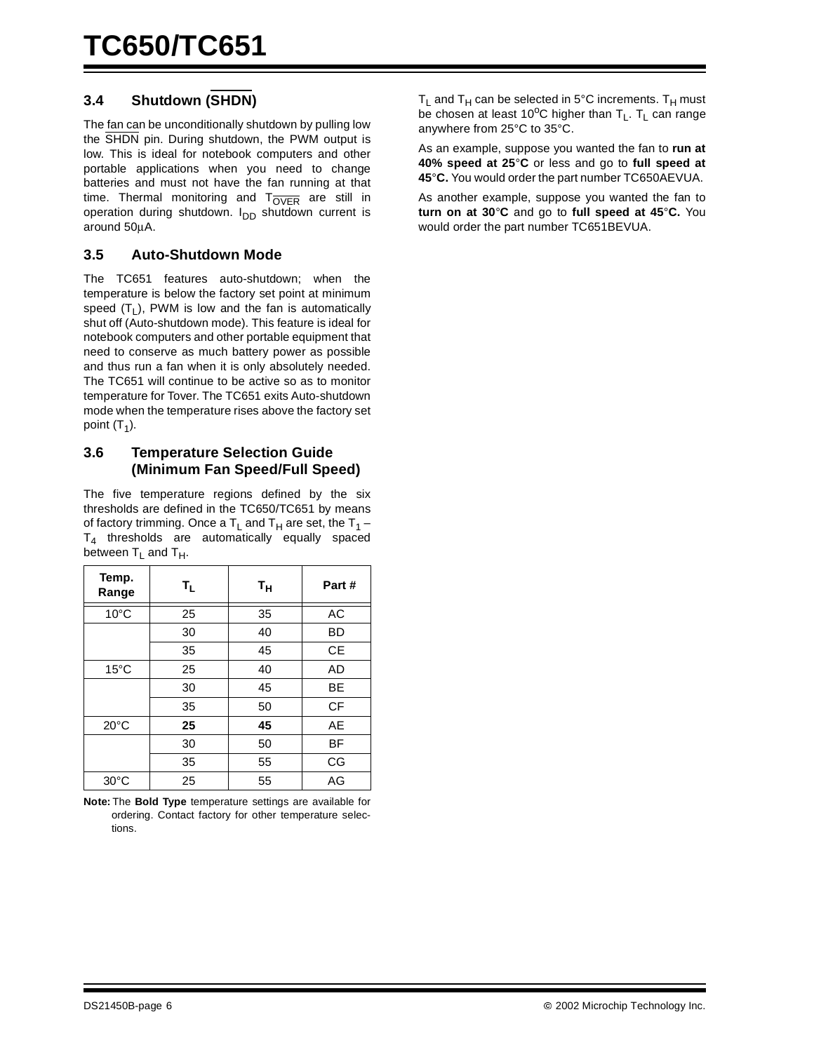## 3.4 Shutdown ($\overline{\text{SHDN}}$)

The fan can be unconditionally shutdown by pulling low the $\overline{\text{SHDN}}$ pin. During shutdown, the PWM output is low. This is ideal for notebook computers and other portable applications when you need to change batteries and must not have the fan running at that time. Thermal monitoring and $T_{\overline{OVER}}$ are still in operation during shutdown. $I_{DD}$ shutdown current is around 50µA.

## 3.5 Auto-Shutdown Mode

The TC651 features auto-shutdown; when the temperature is below the factory set point at minimum speed ($T_L$), PWM is low and the fan is automatically shut off (Auto-shutdown mode). This feature is ideal for notebook computers and other portable equipment that need to conserve as much battery power as possible and thus run a fan when it is only absolutely needed. The TC651 will continue to be active so as to monitor temperature for Tover. The TC651 exits Auto-shutdown mode when the temperature rises above the factory set point ($T_1$).

## 3.6 Temperature Selection Guide (Minimum Fan Speed/Full Speed)

The five temperature regions defined by the six thresholds are defined in the TC650/TC651 by means of factory trimming. Once a $T_L$ and $T_H$ are set, the $T_1$ – $T_4$ thresholds are automatically equally spaced between $T_L$ and $T_H$.

| Temp. Range | $T_L$ | $T_H$ | Part # |
|---|---|---|---|
| 10°C | 25 | 35 | AC |
| | 30 | 40 | BD |
| | 35 | 45 | CE |
| 15°C | 25 | 40 | AD |
| | 30 | 45 | BE |
| | 35 | 50 | CF |
| 20°C | **25** | **45** | AE |
| | 30 | 50 | BF |
| | 35 | 55 | CG |
| 30°C | 25 | 55 | AG |

**Note:** The **Bold Type** temperature settings are available for ordering. Contact factory for other temperature selections.

$T_L$ and $T_H$ can be selected in 5°C increments. $T_H$ must be chosen at least 10°C higher than $T_L$. $T_L$ can range anywhere from 25°C to 35°C.

As an example, suppose you wanted the fan to **run at 40% speed at 25°C** or less and go to **full speed at 45°C.** You would order the part number TC650AEVUA.

As another example, suppose you wanted the fan to **turn on at 30°C** and go to **full speed at 45°C.** You would order the part number TC651BEVUA.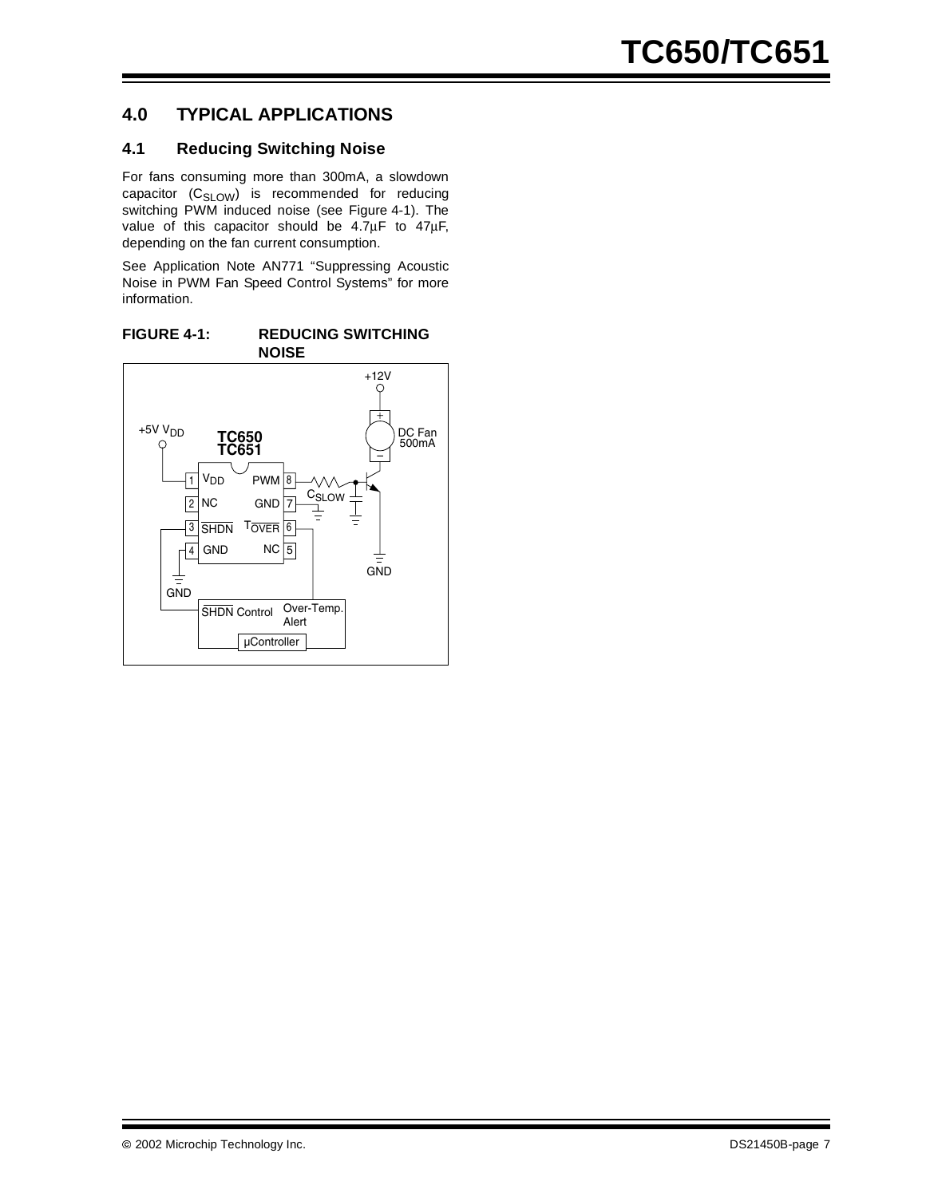# 4.0 TYPICAL APPLICATIONS

## 4.1 Reducing Switching Noise

For fans consuming more than 300mA, a slowdown capacitor ($C_{SLOW}$) is recommended for reducing switching PWM induced noise (see Figure 4-1). The value of this capacitor should be 4.7µF to 47µF, depending on the fan current consumption.

See Application Note AN771 "Suppressing Acoustic Noise in PWM Fan Speed Control Systems" for more information.

**FIGURE 4-1: REDUCING SWITCHING NOISE**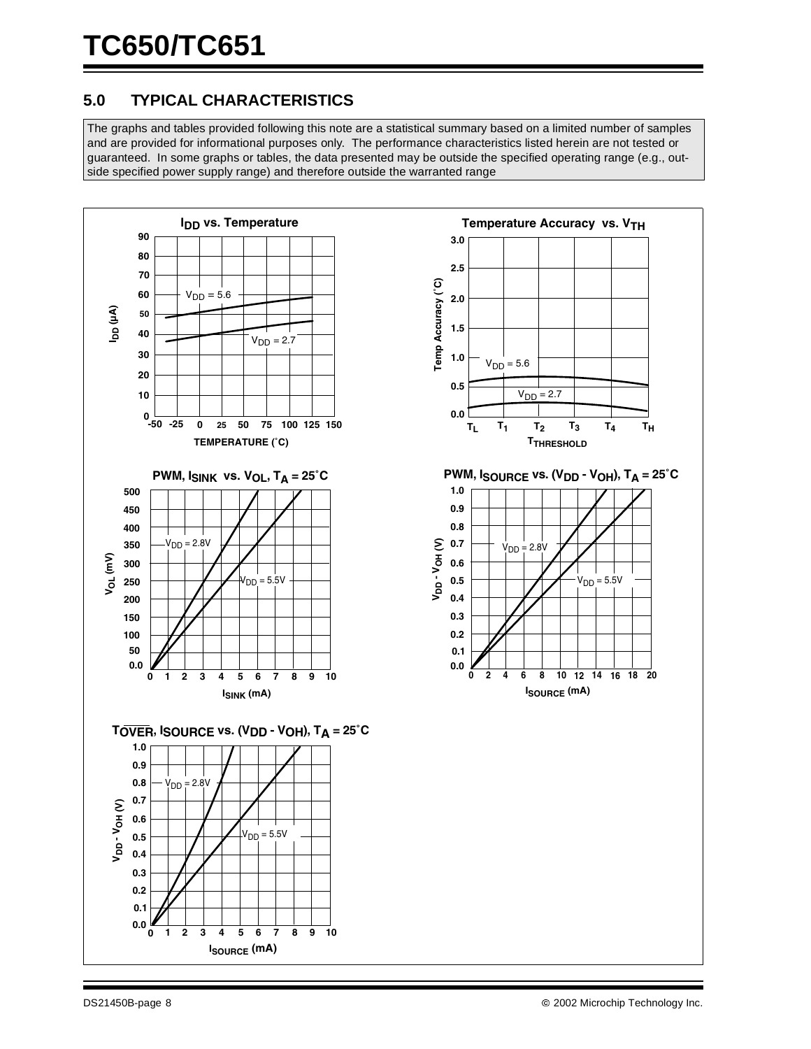## 5.0 TYPICAL CHARACTERISTICS

The graphs and tables provided following this note are a statistical summary based on a limited number of samples and are provided for informational purposes only. The performance characteristics listed herein are not tested or guaranteed. In some graphs or tables, the data presented may be outside the specified operating range (e.g., outside specified power supply range) and therefore outside the warranted range

**$I_{DD}$ vs. Temperature**

**Temperature Accuracy vs. $V_{TH}$**

**PWM, $I_{SINK}$ vs. $V_{OL}$, $T_A = 25°C$**

**PWM, $I_{SOURCE}$ vs. ($V_{DD}$ - $V_{OH}$), $T_A = 25°C$**

**$T_{\overline{OVER}}$, $I_{SOURCE}$ vs. ($V_{DD}$ - $V_{OH}$), $T_A = 25°C$**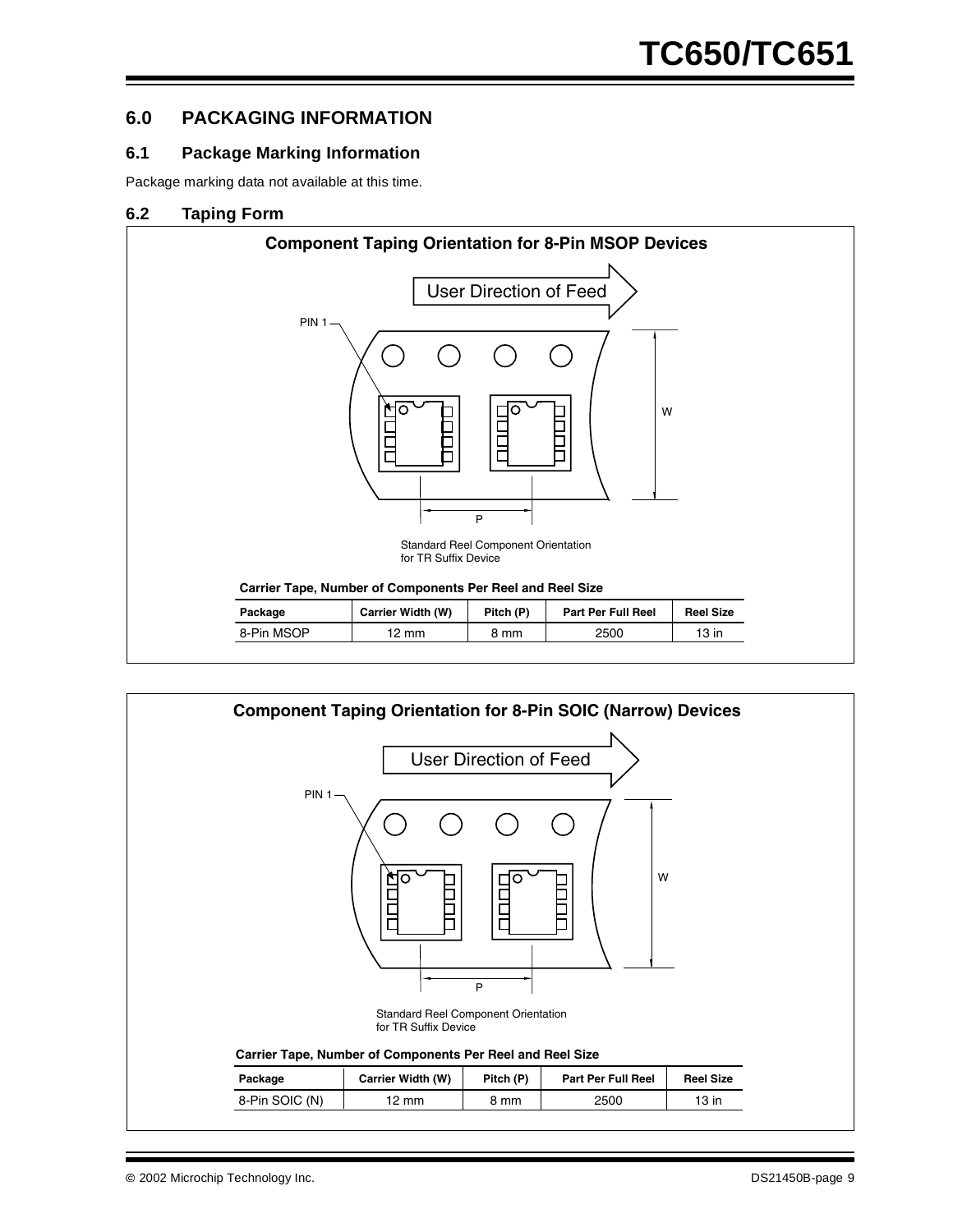## 6.0 PACKAGING INFORMATION

### 6.1 Package Marking Information

Package marking data not available at this time.

### 6.2 Taping Form

**Component Taping Orientation for 8-Pin MSOP Devices**

User Direction of Feed

PIN 1

W

P

Standard Reel Component Orientation for TR Suffix Device

**Carrier Tape, Number of Components Per Reel and Reel Size**

| Package | Carrier Width (W) | Pitch (P) | Part Per Full Reel | Reel Size |
|---|---|---|---|---|
| 8-Pin MSOP | 12 mm | 8 mm | 2500 | 13 in |

**Component Taping Orientation for 8-Pin SOIC (Narrow) Devices**

User Direction of Feed

PIN 1

W

P

Standard Reel Component Orientation for TR Suffix Device

**Carrier Tape, Number of Components Per Reel and Reel Size**

| Package | Carrier Width (W) | Pitch (P) | Part Per Full Reel | Reel Size |
|---|---|---|---|---|
| 8-Pin SOIC (N) | 12 mm | 8 mm | 2500 | 13 in |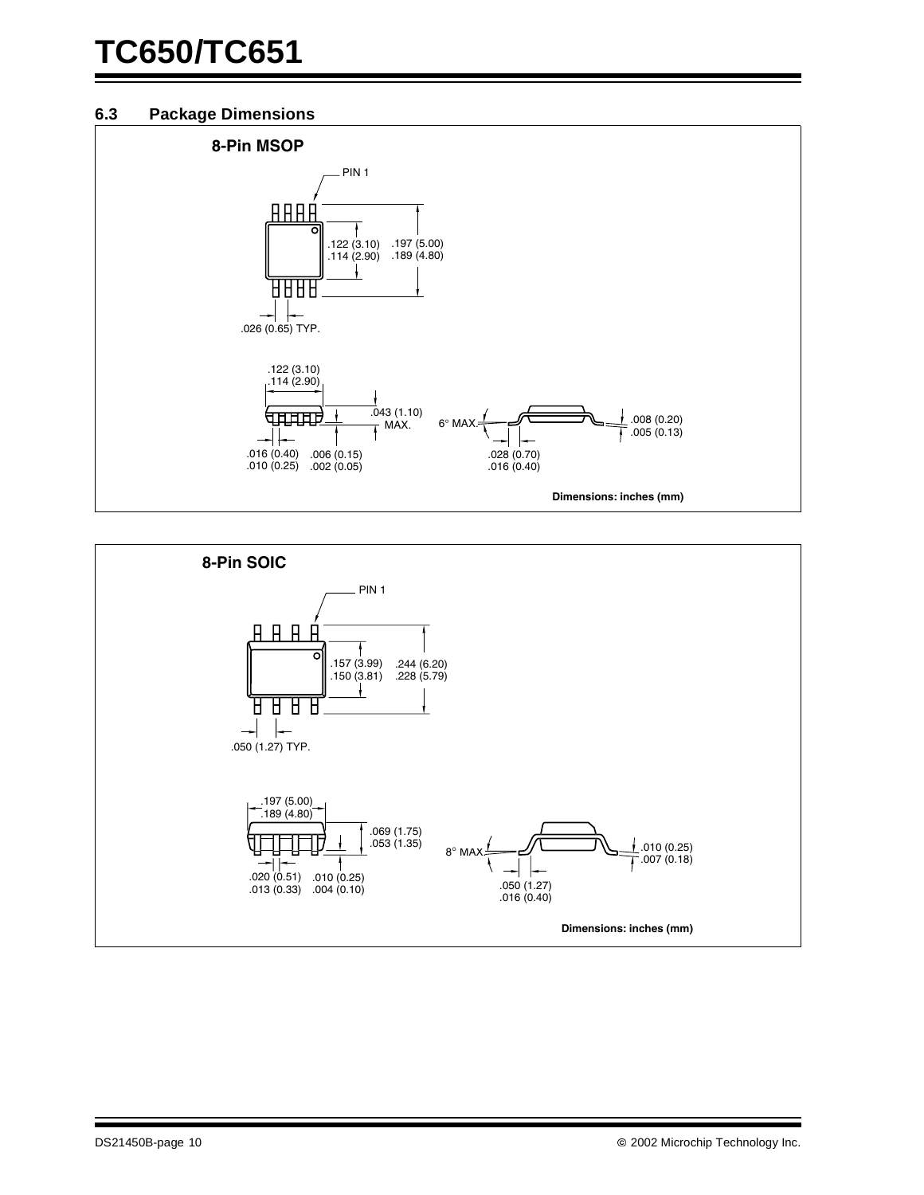### 6.3 Package Dimensions

**8-Pin MSOP**

PIN 1

.122 (3.10)
.114 (2.90)

.197 (5.00)
.189 (4.80)

.026 (0.65) TYP.

.122 (3.10)
.114 (2.90)

.043 (1.10)
MAX.

6° MAX.

.008 (0.20)
.005 (0.13)

.016 (0.40)
.010 (0.25)

.006 (0.15)
.002 (0.05)

.028 (0.70)
.016 (0.40)

**Dimensions: inches (mm)**

**8-Pin SOIC**

PIN 1

.157 (3.99)
.150 (3.81)

.244 (6.20)
.228 (5.79)

.050 (1.27) TYP.

.197 (5.00)
.189 (4.80)

.069 (1.75)
.053 (1.35)

8° MAX.

.010 (0.25)
.007 (0.18)

.020 (0.51)
.013 (0.33)

.010 (0.25)
.004 (0.10)

.050 (1.27)
.016 (0.40)

**Dimensions: inches (mm)**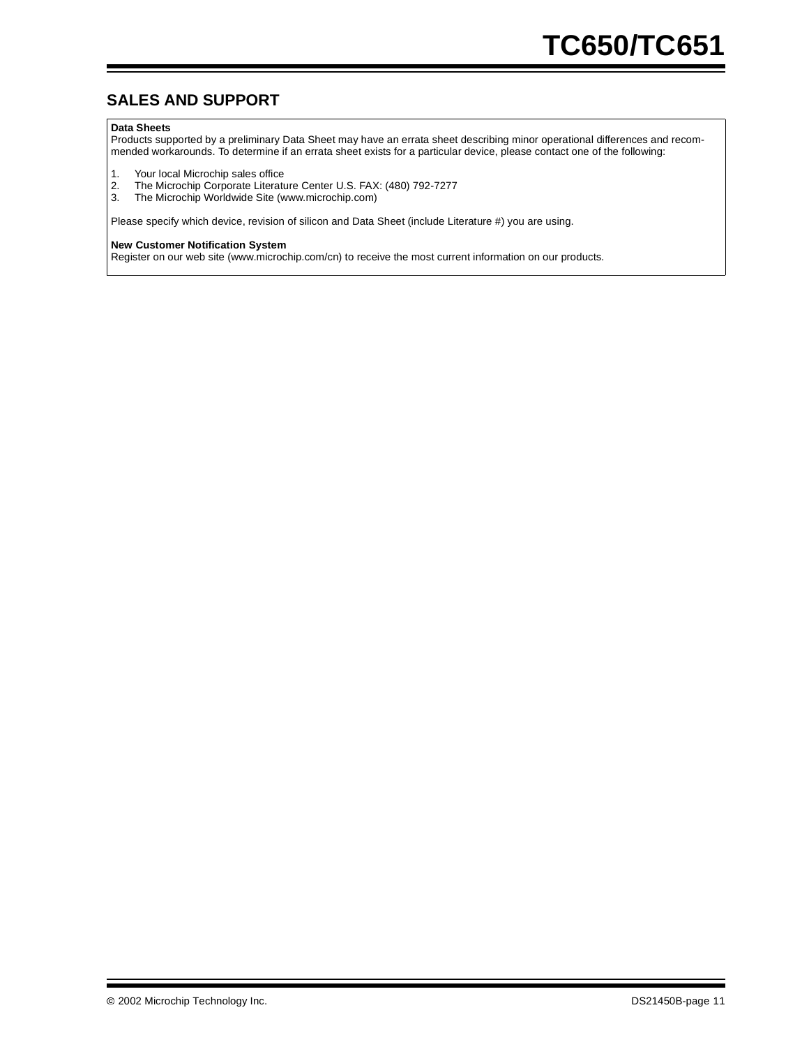## SALES AND SUPPORT

**Data Sheets**

Products supported by a preliminary Data Sheet may have an errata sheet describing minor operational differences and recommended workarounds. To determine if an errata sheet exists for a particular device, please contact one of the following:

1. Your local Microchip sales office
2. The Microchip Corporate Literature Center U.S. FAX: (480) 792-7277
3. The Microchip Worldwide Site (www.microchip.com)

Please specify which device, revision of silicon and Data Sheet (include Literature #) you are using.

**New Customer Notification System**

Register on our web site (www.microchip.com/cn) to receive the most current information on our products.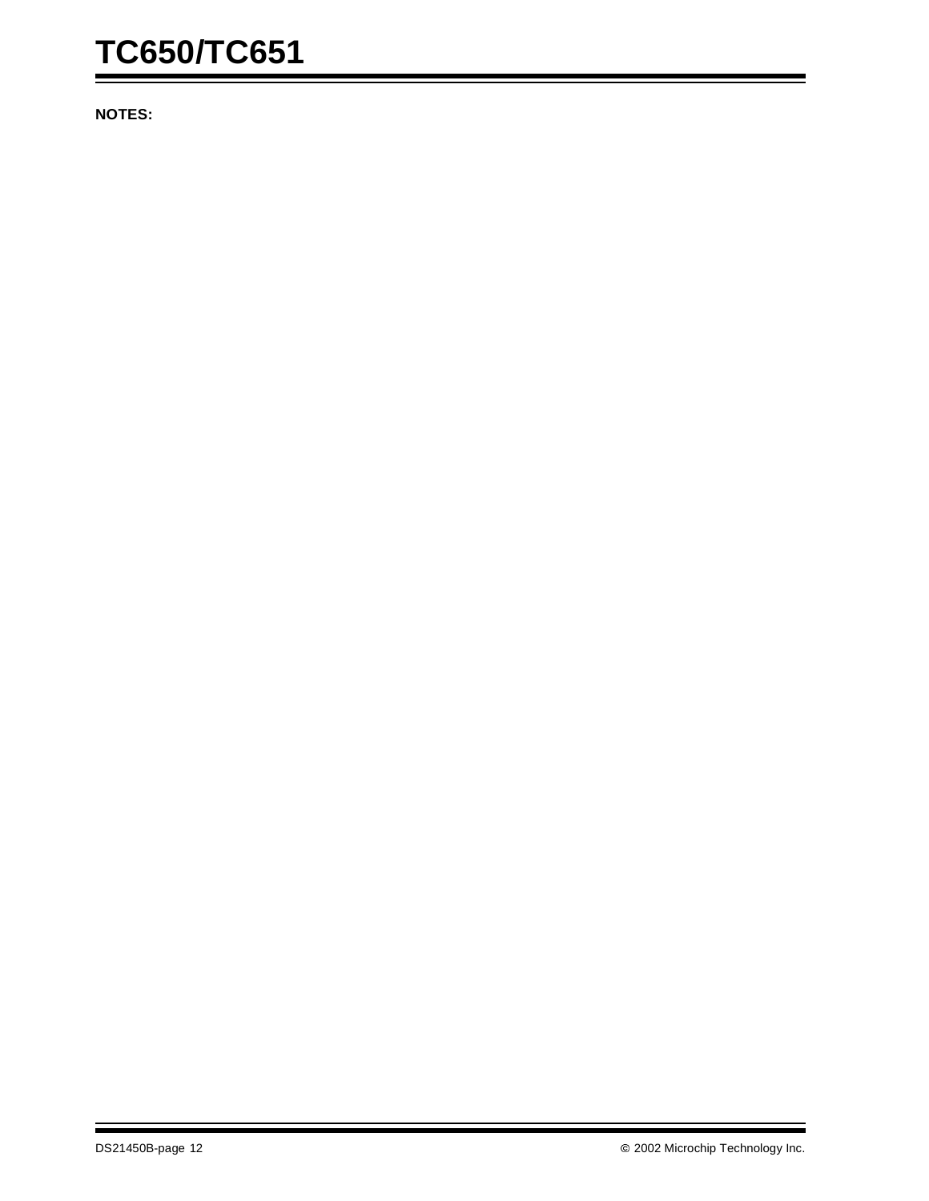**NOTES:**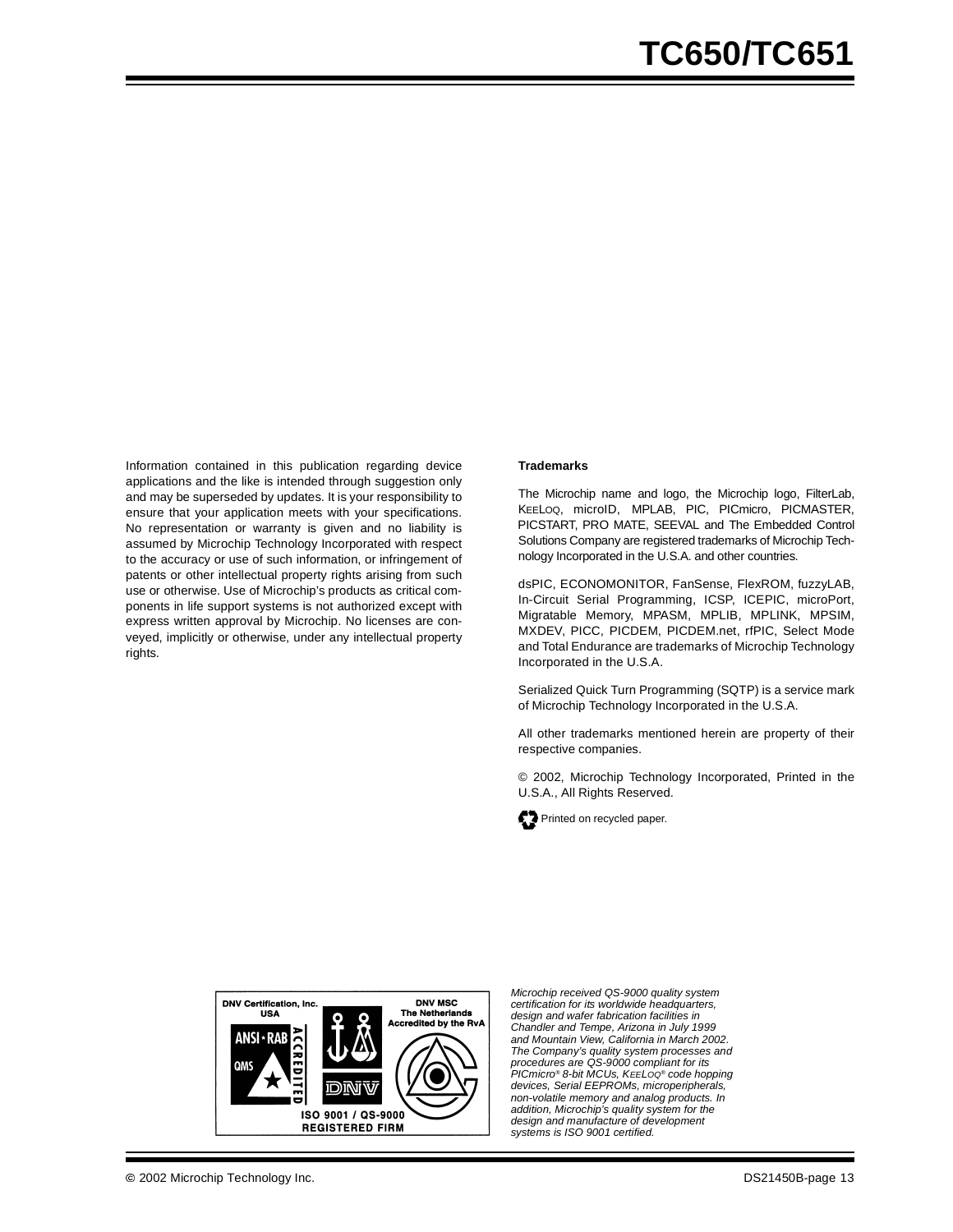Information contained in this publication regarding device applications and the like is intended through suggestion only and may be superseded by updates. It is your responsibility to ensure that your application meets with your specifications. No representation or warranty is given and no liability is assumed by Microchip Technology Incorporated with respect to the accuracy or use of such information, or infringement of patents or other intellectual property rights arising from such use or otherwise. Use of Microchip's products as critical components in life support systems is not authorized except with express written approval by Microchip. No licenses are conveyed, implicitly or otherwise, under any intellectual property rights.

**Trademarks**

The Microchip name and logo, the Microchip logo, FilterLab, KEELOQ, microID, MPLAB, PIC, PICmicro, PICMASTER, PICSTART, PRO MATE, SEEVAL and The Embedded Control Solutions Company are registered trademarks of Microchip Technology Incorporated in the U.S.A. and other countries.

dsPIC, ECONOMONITOR, FanSense, FlexROM, fuzzyLAB, In-Circuit Serial Programming, ICSP, ICEPIC, microPort, Migratable Memory, MPASM, MPLIB, MPLINK, MPSIM, MXDEV, PICC, PICDEM, PICDEM.net, rfPIC, Select Mode and Total Endurance are trademarks of Microchip Technology Incorporated in the U.S.A.

Serialized Quick Turn Programming (SQTP) is a service mark of Microchip Technology Incorporated in the U.S.A.

All other trademarks mentioned herein are property of their respective companies.

© 2002, Microchip Technology Incorporated, Printed in the U.S.A., All Rights Reserved.

Printed on recycled paper.

DNV Certification, Inc. USA

DNV MSC The Netherlands Accredited by the RvA

ANSI • RAB ACCREDITED QMS

DNV

ISO 9001 / QS-9000 REGISTERED FIRM

*Microchip received QS-9000 quality system certification for its worldwide headquarters, design and wafer fabrication facilities in Chandler and Tempe, Arizona in July 1999 and Mountain View, California in March 2002. The Company's quality system processes and procedures are QS-9000 compliant for its PICmicro® 8-bit MCUs, KEELOQ® code hopping devices, Serial EEPROMs, microperipherals, non-volatile memory and analog products. In addition, Microchip's quality system for the design and manufacture of development systems is ISO 9001 certified.*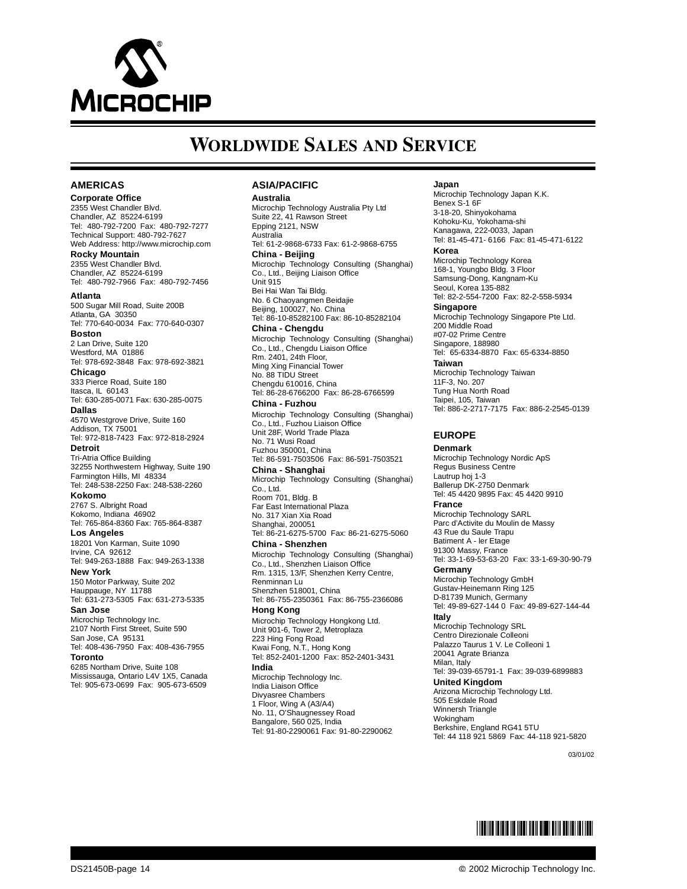# Worldwide Sales and Service

## AMERICAS

**Corporate Office**
2355 West Chandler Blvd.
Chandler, AZ 85224-6199
Tel: 480-792-7200 Fax: 480-792-7277
Technical Support: 480-792-7627
Web Address: http://www.microchip.com

**Rocky Mountain**
2355 West Chandler Blvd.
Chandler, AZ 85224-6199
Tel: 480-792-7966 Fax: 480-792-7456

**Atlanta**
500 Sugar Mill Road, Suite 200B
Atlanta, GA 30350
Tel: 770-640-0034 Fax: 770-640-0307

**Boston**
2 Lan Drive, Suite 120
Westford, MA 01886
Tel: 978-692-3848 Fax: 978-692-3821

**Chicago**
333 Pierce Road, Suite 180
Itasca, IL 60143
Tel: 630-285-0071 Fax: 630-285-0075

**Dallas**
4570 Westgrove Drive, Suite 160
Addison, TX 75001
Tel: 972-818-7423 Fax: 972-818-2924

**Detroit**
Tri-Atria Office Building
32255 Northwestern Highway, Suite 190
Farmington Hills, MI 48334
Tel: 248-538-2250 Fax: 248-538-2260

**Kokomo**
2767 S. Albright Road
Kokomo, Indiana 46902
Tel: 765-864-8360 Fax: 765-864-8387

**Los Angeles**
18201 Von Karman, Suite 1090
Irvine, CA 92612
Tel: 949-263-1888 Fax: 949-263-1338

**New York**
150 Motor Parkway, Suite 202
Hauppauge, NY 11788
Tel: 631-273-5305 Fax: 631-273-5335

**San Jose**
Microchip Technology Inc.
2107 North First Street, Suite 590
San Jose, CA 95131
Tel: 408-436-7950 Fax: 408-436-7955

**Toronto**
6285 Northam Drive, Suite 108
Mississauga, Ontario L4V 1X5, Canada
Tel: 905-673-0699 Fax: 905-673-6509

## ASIA/PACIFIC

**Australia**
Microchip Technology Australia Pty Ltd
Suite 22, 41 Rawson Street
Epping 2121, NSW
Australia
Tel: 61-2-9868-6733 Fax: 61-2-9868-6755

**China - Beijing**
Microchip Technology Consulting (Shanghai) Co., Ltd., Beijing Liaison Office
Unit 915
Bei Hai Wan Tai Bldg.
No. 6 Chaoyangmen Beidajie
Beijing, 100027, No. China
Tel: 86-10-85282100 Fax: 86-10-85282104

**China - Chengdu**
Microchip Technology Consulting (Shanghai) Co., Ltd., Chengdu Liaison Office
Rm. 2401, 24th Floor,
Ming Xing Financial Tower
No. 88 TIDU Street
Chengdu 610016, China
Tel: 86-28-6766200 Fax: 86-28-6766599

**China - Fuzhou**
Microchip Technology Consulting (Shanghai) Co., Ltd., Fuzhou Liaison Office
Unit 28F, World Trade Plaza
No. 71 Wusi Road
Fuzhou 350001, China
Tel: 86-591-7503506 Fax: 86-591-7503521

**China - Shanghai**
Microchip Technology Consulting (Shanghai) Co., Ltd.
Room 701, Bldg. B
Far East International Plaza
No. 317 Xian Xia Road
Shanghai, 200051
Tel: 86-21-6275-5700 Fax: 86-21-6275-5060

**China - Shenzhen**
Microchip Technology Consulting (Shanghai) Co., Ltd., Shenzhen Liaison Office
Rm. 1315, 13/F, Shenzhen Kerry Centre,
Renminnan Lu
Shenzhen 518001, China
Tel: 86-755-2350361 Fax: 86-755-2366086

**Hong Kong**
Microchip Technology Hongkong Ltd.
Unit 901-6, Tower 2, Metroplaza
223 Hing Fong Road
Kwai Fong, N.T., Hong Kong
Tel: 852-2401-1200 Fax: 852-2401-3431

**India**
Microchip Technology Inc.
India Liaison Office
Divyasree Chambers
1 Floor, Wing A (A3/A4)
No. 11, O'Shaugnessey Road
Bangalore, 560 025, India
Tel: 91-80-2290061 Fax: 91-80-2290062

**Japan**
Microchip Technology Japan K.K.
Benex S-1 6F
3-18-20, Shinyokohama
Kohoku-Ku, Yokohama-shi
Kanagawa, 222-0033, Japan
Tel: 81-45-471- 6166 Fax: 81-45-471-6122

**Korea**
Microchip Technology Korea
168-1, Youngbo Bldg. 3 Floor
Samsung-Dong, Kangnam-Ku
Seoul, Korea 135-882
Tel: 82-2-554-7200 Fax: 82-2-558-5934

**Singapore**
Microchip Technology Singapore Pte Ltd.
200 Middle Road
#07-02 Prime Centre
Singapore, 188980
Tel: 65-6334-8870 Fax: 65-6334-8850

**Taiwan**
Microchip Technology Taiwan
11F-3, No. 207
Tung Hua North Road
Taipei, 105, Taiwan
Tel: 886-2-2717-7175 Fax: 886-2-2545-0139

## EUROPE

**Denmark**
Microchip Technology Nordic ApS
Regus Business Centre
Lautrup hoj 1-3
Ballerup DK-2750 Denmark
Tel: 45 4420 9895 Fax: 45 4420 9910

**France**
Microchip Technology SARL
Parc d'Activite du Moulin de Massy
43 Rue du Saule Trapu
Batiment A - ler Etage
91300 Massy, France
Tel: 33-1-69-53-63-20 Fax: 33-1-69-30-90-79

**Germany**
Microchip Technology GmbH
Gustav-Heinemann Ring 125
D-81739 Munich, Germany
Tel: 49-89-627-144 0 Fax: 49-89-627-144-44

**Italy**
Microchip Technology SRL
Centro Direzionale Colleoni
Palazzo Taurus 1 V. Le Colleoni 1
20041 Agrate Brianza
Milan, Italy
Tel: 39-039-65791-1 Fax: 39-039-6899883

**United Kingdom**
Arizona Microchip Technology Ltd.
505 Eskdale Road
Winnersh Triangle
Wokingham
Berkshire, England RG41 5TU
Tel: 44 118 921 5869 Fax: 44-118 921-5820

03/01/02